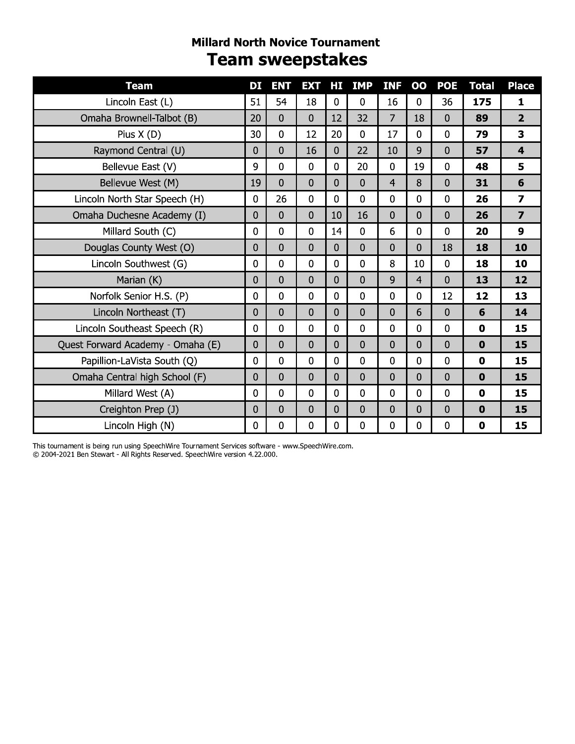## Millard North Novice Tournament

# Team sweepstakes

| Team | DI | ENT | EXT | HI | IMP | INF | OO | POE | Total | Place |
|---|---|---|---|---|---|---|---|---|---|---|
| Lincoln East (L) | 51 | 54 | 18 | 0 | 0 | 16 | 0 | 36 | **175** | **1** |
| Omaha Brownell-Talbot (B) | 20 | 0 | 0 | 12 | 32 | 7 | 18 | 0 | **89** | **2** |
| Pius X (D) | 30 | 0 | 12 | 20 | 0 | 17 | 0 | 0 | **79** | **3** |
| Raymond Central (U) | 0 | 0 | 16 | 0 | 22 | 10 | 9 | 0 | **57** | **4** |
| Bellevue East (V) | 9 | 0 | 0 | 0 | 20 | 0 | 19 | 0 | **48** | **5** |
| Bellevue West (M) | 19 | 0 | 0 | 0 | 0 | 4 | 8 | 0 | **31** | **6** |
| Lincoln North Star Speech (H) | 0 | 26 | 0 | 0 | 0 | 0 | 0 | 0 | **26** | **7** |
| Omaha Duchesne Academy (I) | 0 | 0 | 0 | 10 | 16 | 0 | 0 | 0 | **26** | **7** |
| Millard South (C) | 0 | 0 | 0 | 14 | 0 | 6 | 0 | 0 | **20** | **9** |
| Douglas County West (O) | 0 | 0 | 0 | 0 | 0 | 0 | 0 | 18 | **18** | **10** |
| Lincoln Southwest (G) | 0 | 0 | 0 | 0 | 0 | 8 | 10 | 0 | **18** | **10** |
| Marian (K) | 0 | 0 | 0 | 0 | 0 | 9 | 4 | 0 | **13** | **12** |
| Norfolk Senior H.S. (P) | 0 | 0 | 0 | 0 | 0 | 0 | 0 | 12 | **12** | **13** |
| Lincoln Northeast (T) | 0 | 0 | 0 | 0 | 0 | 0 | 6 | 0 | **6** | **14** |
| Lincoln Southeast Speech (R) | 0 | 0 | 0 | 0 | 0 | 0 | 0 | 0 | **0** | **15** |
| Quest Forward Academy - Omaha (E) | 0 | 0 | 0 | 0 | 0 | 0 | 0 | 0 | **0** | **15** |
| Papillion-LaVista South (Q) | 0 | 0 | 0 | 0 | 0 | 0 | 0 | 0 | **0** | **15** |
| Omaha Central high School (F) | 0 | 0 | 0 | 0 | 0 | 0 | 0 | 0 | **0** | **15** |
| Millard West (A) | 0 | 0 | 0 | 0 | 0 | 0 | 0 | 0 | **0** | **15** |
| Creighton Prep (J) | 0 | 0 | 0 | 0 | 0 | 0 | 0 | 0 | **0** | **15** |
| Lincoln High (N) | 0 | 0 | 0 | 0 | 0 | 0 | 0 | 0 | **0** | **15** |

This tournament is being run using SpeechWire Tournament Services software - www.SpeechWire.com.
© 2004-2021 Ben Stewart - All Rights Reserved. SpeechWire version 4.22.000.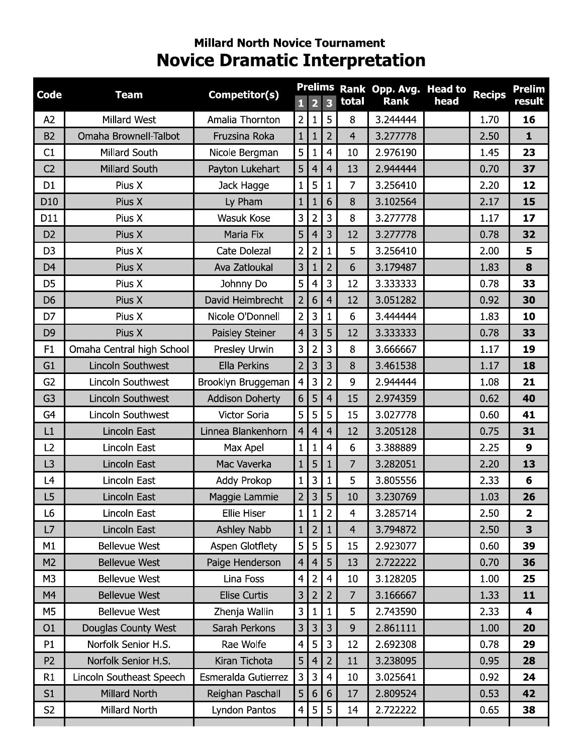## Millard North Novice Tournament

# Novice Dramatic Interpretation

| Code | Team | Competitor(s) | Prelims 1 | Prelims 2 | Prelims 3 | Rank total | Opp. Avg. Rank | Head to head | Recips | Prelim result |
|---|---|---|---|---|---|---|---|---|---|---|
| A2 | Millard West | Amalia Thornton | 2 | 1 | 5 | 8 | 3.244444 | | 1.70 | **16** |
| B2 | Omaha Brownell-Talbot | Fruzsina Roka | 1 | 1 | 2 | 4 | 3.277778 | | 2.50 | **1** |
| C1 | Millard South | Nicole Bergman | 5 | 1 | 4 | 10 | 2.976190 | | 1.45 | **23** |
| C2 | Millard South | Payton Lukehart | 5 | 4 | 4 | 13 | 2.944444 | | 0.70 | **37** |
| D1 | Pius X | Jack Hagge | 1 | 5 | 1 | 7 | 3.256410 | | 2.20 | **12** |
| D10 | Pius X | Ly Pham | 1 | 1 | 6 | 8 | 3.102564 | | 2.17 | **15** |
| D11 | Pius X | Wasuk Kose | 3 | 2 | 3 | 8 | 3.277778 | | 1.17 | **17** |
| D2 | Pius X | Maria Fix | 5 | 4 | 3 | 12 | 3.277778 | | 0.78 | **32** |
| D3 | Pius X | Cate Dolezal | 2 | 2 | 1 | 5 | 3.256410 | | 2.00 | **5** |
| D4 | Pius X | Ava Zatloukal | 3 | 1 | 2 | 6 | 3.179487 | | 1.83 | **8** |
| D5 | Pius X | Johnny Do | 5 | 4 | 3 | 12 | 3.333333 | | 0.78 | **33** |
| D6 | Pius X | David Heimbrecht | 2 | 6 | 4 | 12 | 3.051282 | | 0.92 | **30** |
| D7 | Pius X | Nicole O'Donnell | 2 | 3 | 1 | 6 | 3.444444 | | 1.83 | **10** |
| D9 | Pius X | Paisley Steiner | 4 | 3 | 5 | 12 | 3.333333 | | 0.78 | **33** |
| F1 | Omaha Central high School | Presley Urwin | 3 | 2 | 3 | 8 | 3.666667 | | 1.17 | **19** |
| G1 | Lincoln Southwest | Ella Perkins | 2 | 3 | 3 | 8 | 3.461538 | | 1.17 | **18** |
| G2 | Lincoln Southwest | Brooklyn Bruggeman | 4 | 3 | 2 | 9 | 2.944444 | | 1.08 | **21** |
| G3 | Lincoln Southwest | Addison Doherty | 6 | 5 | 4 | 15 | 2.974359 | | 0.62 | **40** |
| G4 | Lincoln Southwest | Victor Soria | 5 | 5 | 5 | 15 | 3.027778 | | 0.60 | **41** |
| L1 | Lincoln East | Linnea Blankenhorn | 4 | 4 | 4 | 12 | 3.205128 | | 0.75 | **31** |
| L2 | Lincoln East | Max Apel | 1 | 1 | 4 | 6 | 3.388889 | | 2.25 | **9** |
| L3 | Lincoln East | Mac Vaverka | 1 | 5 | 1 | 7 | 3.282051 | | 2.20 | **13** |
| L4 | Lincoln East | Addy Prokop | 1 | 3 | 1 | 5 | 3.805556 | | 2.33 | **6** |
| L5 | Lincoln East | Maggie Lammie | 2 | 3 | 5 | 10 | 3.230769 | | 1.03 | **26** |
| L6 | Lincoln East | Ellie Hiser | 1 | 1 | 2 | 4 | 3.285714 | | 2.50 | **2** |
| L7 | Lincoln East | Ashley Nabb | 1 | 2 | 1 | 4 | 3.794872 | | 2.50 | **3** |
| M1 | Bellevue West | Aspen Glotflety | 5 | 5 | 5 | 15 | 2.923077 | | 0.60 | **39** |
| M2 | Bellevue West | Paige Henderson | 4 | 4 | 5 | 13 | 2.722222 | | 0.70 | **36** |
| M3 | Bellevue West | Lina Foss | 4 | 2 | 4 | 10 | 3.128205 | | 1.00 | **25** |
| M4 | Bellevue West | Elise Curtis | 3 | 2 | 2 | 7 | 3.166667 | | 1.33 | **11** |
| M5 | Bellevue West | Zhenja Wallin | 3 | 1 | 1 | 5 | 2.743590 | | 2.33 | **4** |
| O1 | Douglas County West | Sarah Perkons | 3 | 3 | 3 | 9 | 2.861111 | | 1.00 | **20** |
| P1 | Norfolk Senior H.S. | Rae Wolfe | 4 | 5 | 3 | 12 | 2.692308 | | 0.78 | **29** |
| P2 | Norfolk Senior H.S. | Kiran Tichota | 5 | 4 | 2 | 11 | 3.238095 | | 0.95 | **28** |
| R1 | Lincoln Southeast Speech | Esmeralda Gutierrez | 3 | 3 | 4 | 10 | 3.025641 | | 0.92 | **24** |
| S1 | Millard North | Reighan Paschall | 5 | 6 | 6 | 17 | 2.809524 | | 0.53 | **42** |
| S2 | Millard North | Lyndon Pantos | 4 | 5 | 5 | 14 | 2.722222 | | 0.65 | **38** |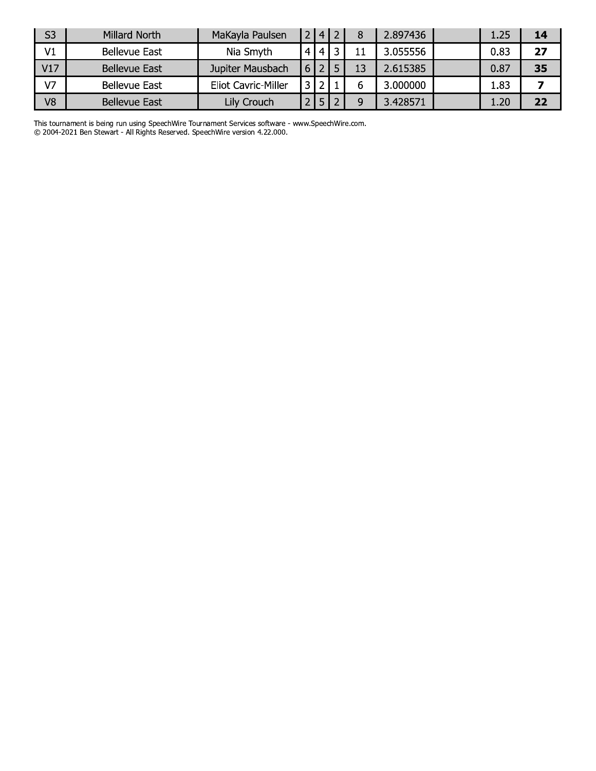| | | | | | | | | | | |
|---|---|---|---|---|---|---|---|---|---|---|
| S3 | Millard North | MaKayla Paulsen | 2 | 4 | 2 | 8 | 2.897436 | | 1.25 | **14** |
| V1 | Bellevue East | Nia Smyth | 4 | 4 | 3 | 11 | 3.055556 | | 0.83 | **27** |
| V17 | Bellevue East | Jupiter Mausbach | 6 | 2 | 5 | 13 | 2.615385 | | 0.87 | **35** |
| V7 | Bellevue East | Eliot Cavric-Miller | 3 | 2 | 1 | 6 | 3.000000 | | 1.83 | **7** |
| V8 | Bellevue East | Lily Crouch | 2 | 5 | 2 | 9 | 3.428571 | | 1.20 | **22** |

This tournament is being run using SpeechWire Tournament Services software - www.SpeechWire.com.
© 2004-2021 Ben Stewart - All Rights Reserved. SpeechWire version 4.22.000.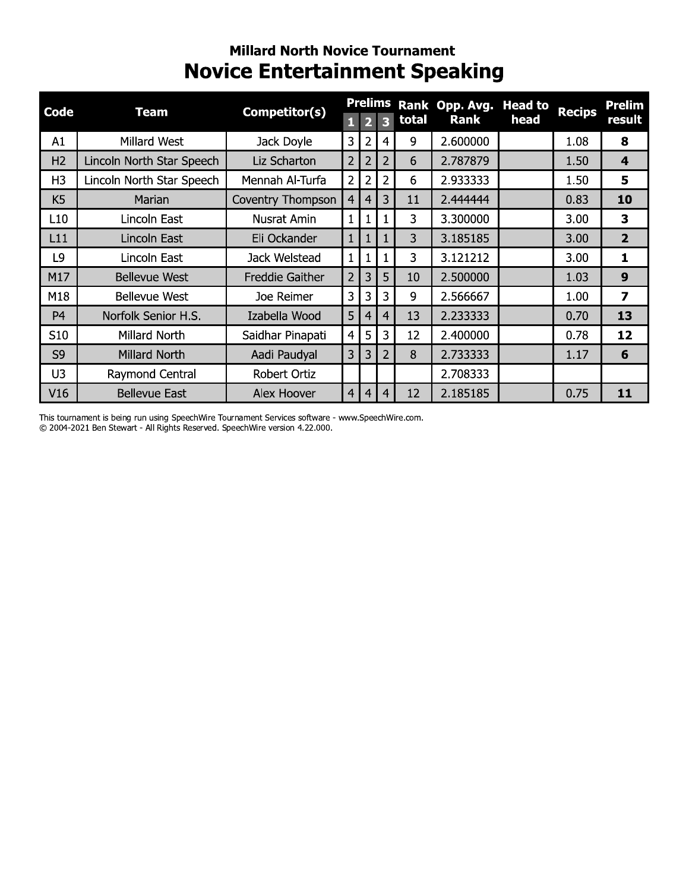## Millard North Novice Tournament

# Novice Entertainment Speaking

| Code | Team | Competitor(s) | Prelims 1 | Prelims 2 | Prelims 3 | Rank total | Opp. Avg. Rank | Head to head | Recips | Prelim result |
|---|---|---|---|---|---|---|---|---|---|---|
| A1 | Millard West | Jack Doyle | 3 | 2 | 4 | 9 | 2.600000 | | 1.08 | **8** |
| H2 | Lincoln North Star Speech | Liz Scharton | 2 | 2 | 2 | 6 | 2.787879 | | 1.50 | **4** |
| H3 | Lincoln North Star Speech | Mennah Al-Turfa | 2 | 2 | 2 | 6 | 2.933333 | | 1.50 | **5** |
| K5 | Marian | Coventry Thompson | 4 | 4 | 3 | 11 | 2.444444 | | 0.83 | **10** |
| L10 | Lincoln East | Nusrat Amin | 1 | 1 | 1 | 3 | 3.300000 | | 3.00 | **3** |
| L11 | Lincoln East | Eli Ockander | 1 | 1 | 1 | 3 | 3.185185 | | 3.00 | **2** |
| L9 | Lincoln East | Jack Welstead | 1 | 1 | 1 | 3 | 3.121212 | | 3.00 | **1** |
| M17 | Bellevue West | Freddie Gaither | 2 | 3 | 5 | 10 | 2.500000 | | 1.03 | **9** |
| M18 | Bellevue West | Joe Reimer | 3 | 3 | 3 | 9 | 2.566667 | | 1.00 | **7** |
| P4 | Norfolk Senior H.S. | Izabella Wood | 5 | 4 | 4 | 13 | 2.233333 | | 0.70 | **13** |
| S10 | Millard North | Saidhar Pinapati | 4 | 5 | 3 | 12 | 2.400000 | | 0.78 | **12** |
| S9 | Millard North | Aadi Paudyal | 3 | 3 | 2 | 8 | 2.733333 | | 1.17 | **6** |
| U3 | Raymond Central | Robert Ortiz | | | | | 2.708333 | | | |
| V16 | Bellevue East | Alex Hoover | 4 | 4 | 4 | 12 | 2.185185 | | 0.75 | **11** |

This tournament is being run using SpeechWire Tournament Services software - www.SpeechWire.com.
© 2004-2021 Ben Stewart - All Rights Reserved. SpeechWire version 4.22.000.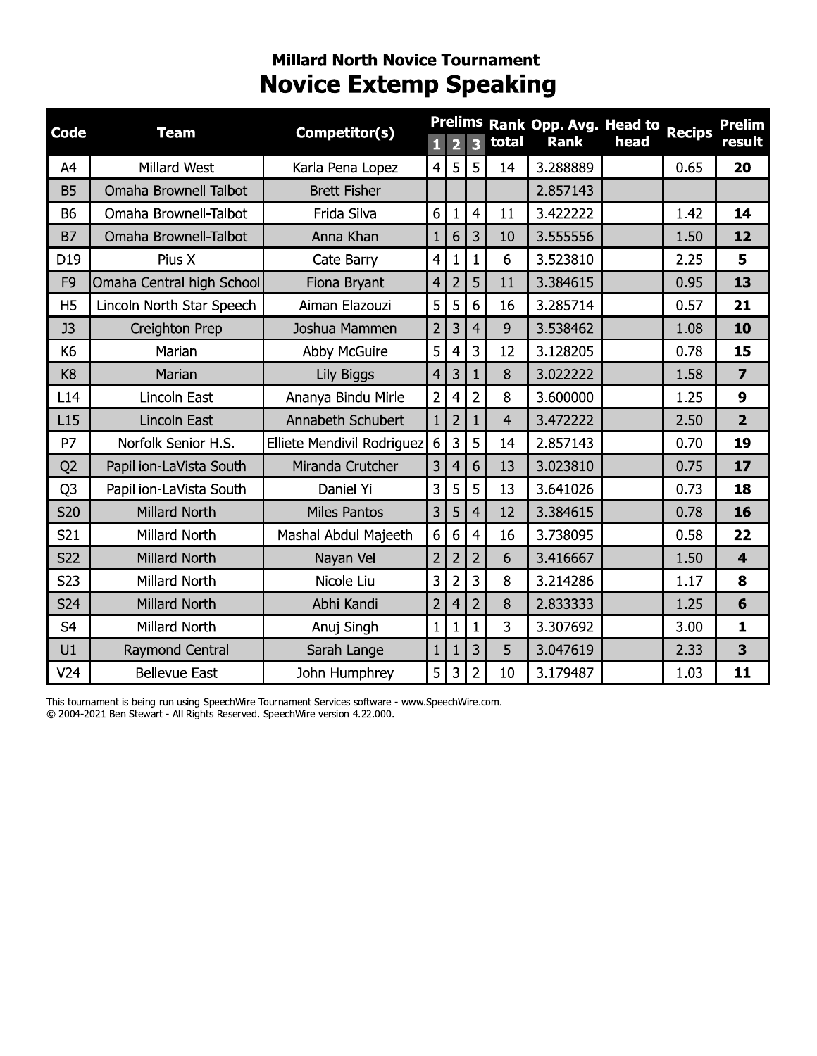## Millard North Novice Tournament

# Novice Extemp Speaking

| Code | Team | Competitor(s) | Prelims 1 | Prelims 2 | Prelims 3 | Rank total | Opp. Avg. Rank | Head to head | Recips | Prelim result |
|---|---|---|---|---|---|---|---|---|---|---|
| A4 | Millard West | Karla Pena Lopez | 4 | 5 | 5 | 14 | 3.288889 | | 0.65 | **20** |
| B5 | Omaha Brownell-Talbot | Brett Fisher | | | | | 2.857143 | | | |
| B6 | Omaha Brownell-Talbot | Frida Silva | 6 | 1 | 4 | 11 | 3.422222 | | 1.42 | **14** |
| B7 | Omaha Brownell-Talbot | Anna Khan | 1 | 6 | 3 | 10 | 3.555556 | | 1.50 | **12** |
| D19 | Pius X | Cate Barry | 4 | 1 | 1 | 6 | 3.523810 | | 2.25 | **5** |
| F9 | Omaha Central high School | Fiona Bryant | 4 | 2 | 5 | 11 | 3.384615 | | 0.95 | **13** |
| H5 | Lincoln North Star Speech | Aiman Elazouzi | 5 | 5 | 6 | 16 | 3.285714 | | 0.57 | **21** |
| J3 | Creighton Prep | Joshua Mammen | 2 | 3 | 4 | 9 | 3.538462 | | 1.08 | **10** |
| K6 | Marian | Abby McGuire | 5 | 4 | 3 | 12 | 3.128205 | | 0.78 | **15** |
| K8 | Marian | Lily Biggs | 4 | 3 | 1 | 8 | 3.022222 | | 1.58 | **7** |
| L14 | Lincoln East | Ananya Bindu Mirle | 2 | 4 | 2 | 8 | 3.600000 | | 1.25 | **9** |
| L15 | Lincoln East | Annabeth Schubert | 1 | 2 | 1 | 4 | 3.472222 | | 2.50 | **2** |
| P7 | Norfolk Senior H.S. | Elliete Mendivil Rodriguez | 6 | 3 | 5 | 14 | 2.857143 | | 0.70 | **19** |
| Q2 | Papillion-LaVista South | Miranda Crutcher | 3 | 4 | 6 | 13 | 3.023810 | | 0.75 | **17** |
| Q3 | Papillion-LaVista South | Daniel Yi | 3 | 5 | 5 | 13 | 3.641026 | | 0.73 | **18** |
| S20 | Millard North | Miles Pantos | 3 | 5 | 4 | 12 | 3.384615 | | 0.78 | **16** |
| S21 | Millard North | Mashal Abdul Majeeth | 6 | 6 | 4 | 16 | 3.738095 | | 0.58 | **22** |
| S22 | Millard North | Nayan Vel | 2 | 2 | 2 | 6 | 3.416667 | | 1.50 | **4** |
| S23 | Millard North | Nicole Liu | 3 | 2 | 3 | 8 | 3.214286 | | 1.17 | **8** |
| S24 | Millard North | Abhi Kandi | 2 | 4 | 2 | 8 | 2.833333 | | 1.25 | **6** |
| S4 | Millard North | Anuj Singh | 1 | 1 | 1 | 3 | 3.307692 | | 3.00 | **1** |
| U1 | Raymond Central | Sarah Lange | 1 | 1 | 3 | 5 | 3.047619 | | 2.33 | **3** |
| V24 | Bellevue East | John Humphrey | 5 | 3 | 2 | 10 | 3.179487 | | 1.03 | **11** |

This tournament is being run using SpeechWire Tournament Services software - www.SpeechWire.com.
© 2004-2021 Ben Stewart - All Rights Reserved. SpeechWire version 4.22.000.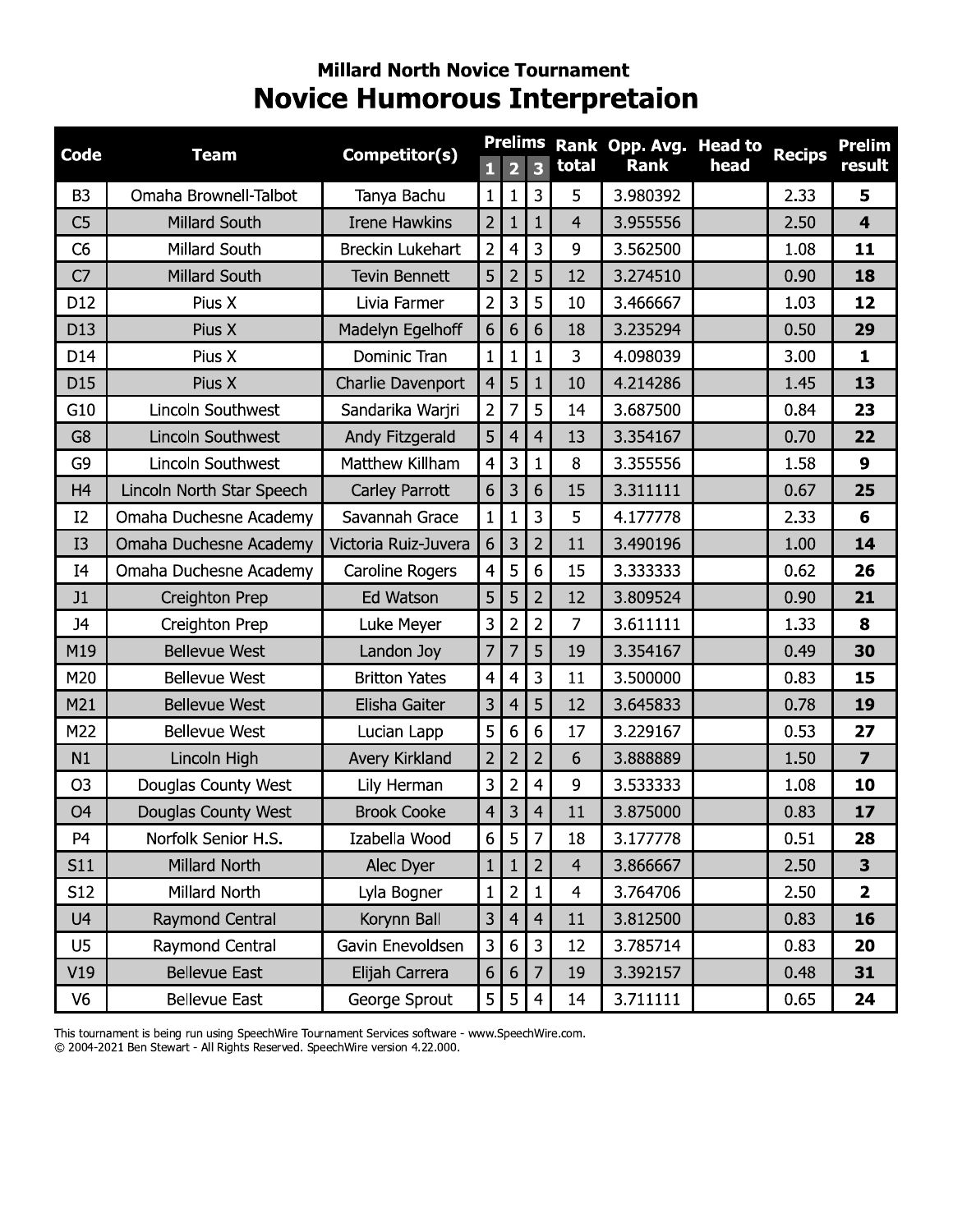### Millard North Novice Tournament

# Novice Humorous Interpretaion

| Code | Team | Competitor(s) | Prelims | | | Rank total | Opp. Avg. Rank | Head to head | Recips | Prelim result |
|---|---|---|---|---|---|---|---|---|---|---|
| | | | 1 | 2 | 3 | | | | | |
| B3 | Omaha Brownell-Talbot | Tanya Bachu | 1 | 1 | 3 | 5 | 3.980392 | | 2.33 | **5** |
| C5 | Millard South | Irene Hawkins | 2 | 1 | 1 | 4 | 3.955556 | | 2.50 | **4** |
| C6 | Millard South | Breckin Lukehart | 2 | 4 | 3 | 9 | 3.562500 | | 1.08 | **11** |
| C7 | Millard South | Tevin Bennett | 5 | 2 | 5 | 12 | 3.274510 | | 0.90 | **18** |
| D12 | Pius X | Livia Farmer | 2 | 3 | 5 | 10 | 3.466667 | | 1.03 | **12** |
| D13 | Pius X | Madelyn Egelhoff | 6 | 6 | 6 | 18 | 3.235294 | | 0.50 | **29** |
| D14 | Pius X | Dominic Tran | 1 | 1 | 1 | 3 | 4.098039 | | 3.00 | **1** |
| D15 | Pius X | Charlie Davenport | 4 | 5 | 1 | 10 | 4.214286 | | 1.45 | **13** |
| G10 | Lincoln Southwest | Sandarika Warjri | 2 | 7 | 5 | 14 | 3.687500 | | 0.84 | **23** |
| G8 | Lincoln Southwest | Andy Fitzgerald | 5 | 4 | 4 | 13 | 3.354167 | | 0.70 | **22** |
| G9 | Lincoln Southwest | Matthew Killham | 4 | 3 | 1 | 8 | 3.355556 | | 1.58 | **9** |
| H4 | Lincoln North Star Speech | Carley Parrott | 6 | 3 | 6 | 15 | 3.311111 | | 0.67 | **25** |
| I2 | Omaha Duchesne Academy | Savannah Grace | 1 | 1 | 3 | 5 | 4.177778 | | 2.33 | **6** |
| I3 | Omaha Duchesne Academy | Victoria Ruiz-Juvera | 6 | 3 | 2 | 11 | 3.490196 | | 1.00 | **14** |
| I4 | Omaha Duchesne Academy | Caroline Rogers | 4 | 5 | 6 | 15 | 3.333333 | | 0.62 | **26** |
| J1 | Creighton Prep | Ed Watson | 5 | 5 | 2 | 12 | 3.809524 | | 0.90 | **21** |
| J4 | Creighton Prep | Luke Meyer | 3 | 2 | 2 | 7 | 3.611111 | | 1.33 | **8** |
| M19 | Bellevue West | Landon Joy | 7 | 7 | 5 | 19 | 3.354167 | | 0.49 | **30** |
| M20 | Bellevue West | Britton Yates | 4 | 4 | 3 | 11 | 3.500000 | | 0.83 | **15** |
| M21 | Bellevue West | Elisha Gaiter | 3 | 4 | 5 | 12 | 3.645833 | | 0.78 | **19** |
| M22 | Bellevue West | Lucian Lapp | 5 | 6 | 6 | 17 | 3.229167 | | 0.53 | **27** |
| N1 | Lincoln High | Avery Kirkland | 2 | 2 | 2 | 6 | 3.888889 | | 1.50 | **7** |
| O3 | Douglas County West | Lily Herman | 3 | 2 | 4 | 9 | 3.533333 | | 1.08 | **10** |
| O4 | Douglas County West | Brook Cooke | 4 | 3 | 4 | 11 | 3.875000 | | 0.83 | **17** |
| P4 | Norfolk Senior H.S. | Izabella Wood | 6 | 5 | 7 | 18 | 3.177778 | | 0.51 | **28** |
| S11 | Millard North | Alec Dyer | 1 | 1 | 2 | 4 | 3.866667 | | 2.50 | **3** |
| S12 | Millard North | Lyla Bogner | 1 | 2 | 1 | 4 | 3.764706 | | 2.50 | **2** |
| U4 | Raymond Central | Korynn Ball | 3 | 4 | 4 | 11 | 3.812500 | | 0.83 | **16** |
| U5 | Raymond Central | Gavin Enevoldsen | 3 | 6 | 3 | 12 | 3.785714 | | 0.83 | **20** |
| V19 | Bellevue East | Elijah Carrera | 6 | 6 | 7 | 19 | 3.392157 | | 0.48 | **31** |
| V6 | Bellevue East | George Sprout | 5 | 5 | 4 | 14 | 3.711111 | | 0.65 | **24** |

This tournament is being run using SpeechWire Tournament Services software - www.SpeechWire.com.
© 2004-2021 Ben Stewart - All Rights Reserved. SpeechWire version 4.22.000.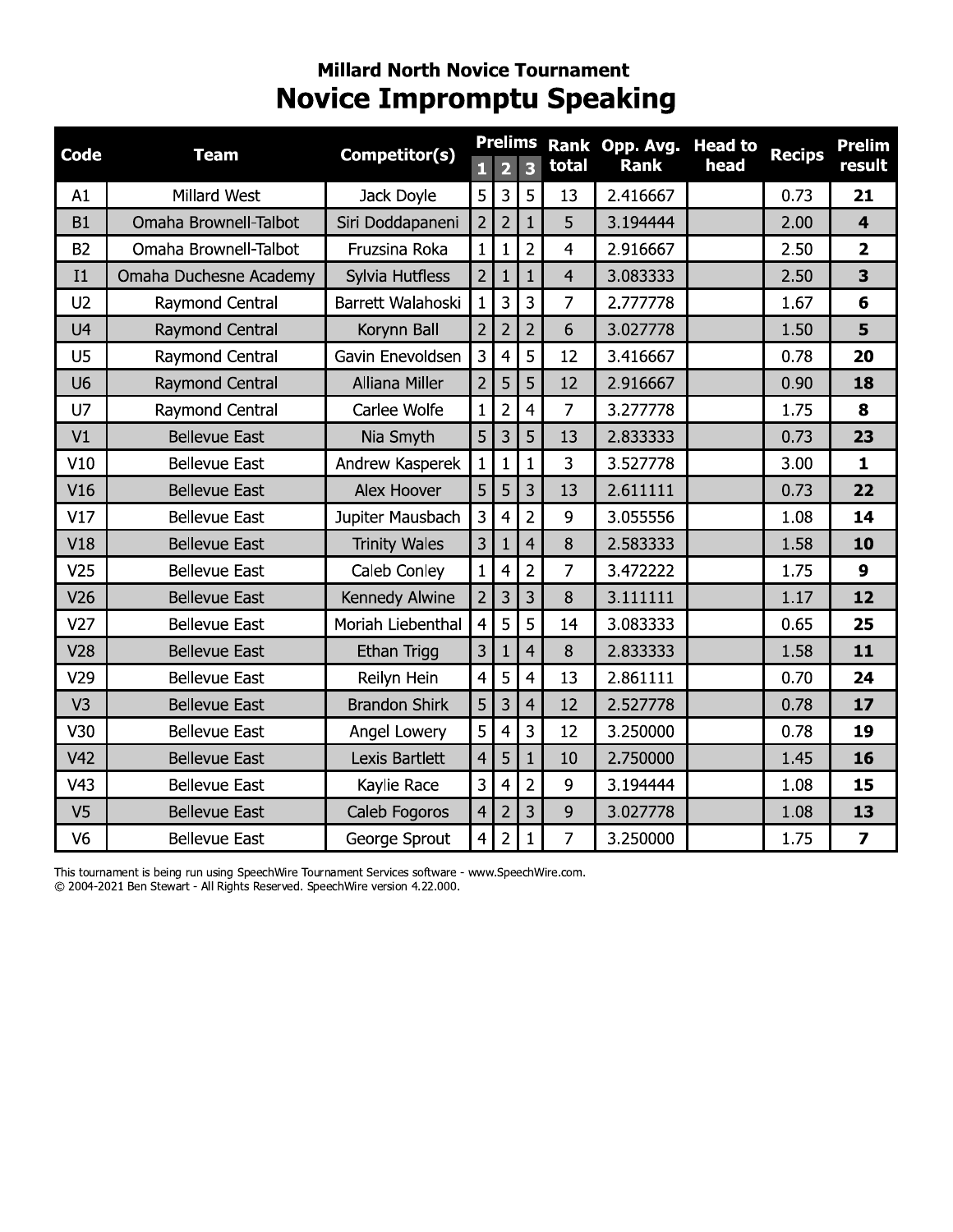## Millard North Novice Tournament

# Novice Impromptu Speaking

| Code | Team | Competitor(s) | Prelims 1 | Prelims 2 | Prelims 3 | Rank total | Opp. Avg. Rank | Head to head | Recips | Prelim result |
|---|---|---|---|---|---|---|---|---|---|---|
| A1 | Millard West | Jack Doyle | 5 | 3 | 5 | 13 | 2.416667 | | 0.73 | **21** |
| B1 | Omaha Brownell-Talbot | Siri Doddapaneni | 2 | 2 | 1 | 5 | 3.194444 | | 2.00 | **4** |
| B2 | Omaha Brownell-Talbot | Fruzsina Roka | 1 | 1 | 2 | 4 | 2.916667 | | 2.50 | **2** |
| I1 | Omaha Duchesne Academy | Sylvia Hutfless | 2 | 1 | 1 | 4 | 3.083333 | | 2.50 | **3** |
| U2 | Raymond Central | Barrett Walahoski | 1 | 3 | 3 | 7 | 2.777778 | | 1.67 | **6** |
| U4 | Raymond Central | Korynn Ball | 2 | 2 | 2 | 6 | 3.027778 | | 1.50 | **5** |
| U5 | Raymond Central | Gavin Enevoldsen | 3 | 4 | 5 | 12 | 3.416667 | | 0.78 | **20** |
| U6 | Raymond Central | Alliana Miller | 2 | 5 | 5 | 12 | 2.916667 | | 0.90 | **18** |
| U7 | Raymond Central | Carlee Wolfe | 1 | 2 | 4 | 7 | 3.277778 | | 1.75 | **8** |
| V1 | Bellevue East | Nia Smyth | 5 | 3 | 5 | 13 | 2.833333 | | 0.73 | **23** |
| V10 | Bellevue East | Andrew Kasperek | 1 | 1 | 1 | 3 | 3.527778 | | 3.00 | **1** |
| V16 | Bellevue East | Alex Hoover | 5 | 5 | 3 | 13 | 2.611111 | | 0.73 | **22** |
| V17 | Bellevue East | Jupiter Mausbach | 3 | 4 | 2 | 9 | 3.055556 | | 1.08 | **14** |
| V18 | Bellevue East | Trinity Wales | 3 | 1 | 4 | 8 | 2.583333 | | 1.58 | **10** |
| V25 | Bellevue East | Caleb Conley | 1 | 4 | 2 | 7 | 3.472222 | | 1.75 | **9** |
| V26 | Bellevue East | Kennedy Alwine | 2 | 3 | 3 | 8 | 3.111111 | | 1.17 | **12** |
| V27 | Bellevue East | Moriah Liebenthal | 4 | 5 | 5 | 14 | 3.083333 | | 0.65 | **25** |
| V28 | Bellevue East | Ethan Trigg | 3 | 1 | 4 | 8 | 2.833333 | | 1.58 | **11** |
| V29 | Bellevue East | Reilyn Hein | 4 | 5 | 4 | 13 | 2.861111 | | 0.70 | **24** |
| V3 | Bellevue East | Brandon Shirk | 5 | 3 | 4 | 12 | 2.527778 | | 0.78 | **17** |
| V30 | Bellevue East | Angel Lowery | 5 | 4 | 3 | 12 | 3.250000 | | 0.78 | **19** |
| V42 | Bellevue East | Lexis Bartlett | 4 | 5 | 1 | 10 | 2.750000 | | 1.45 | **16** |
| V43 | Bellevue East | Kaylie Race | 3 | 4 | 2 | 9 | 3.194444 | | 1.08 | **15** |
| V5 | Bellevue East | Caleb Fogoros | 4 | 2 | 3 | 9 | 3.027778 | | 1.08 | **13** |
| V6 | Bellevue East | George Sprout | 4 | 2 | 1 | 7 | 3.250000 | | 1.75 | **7** |

This tournament is being run using SpeechWire Tournament Services software - www.SpeechWire.com.
© 2004-2021 Ben Stewart - All Rights Reserved. SpeechWire version 4.22.000.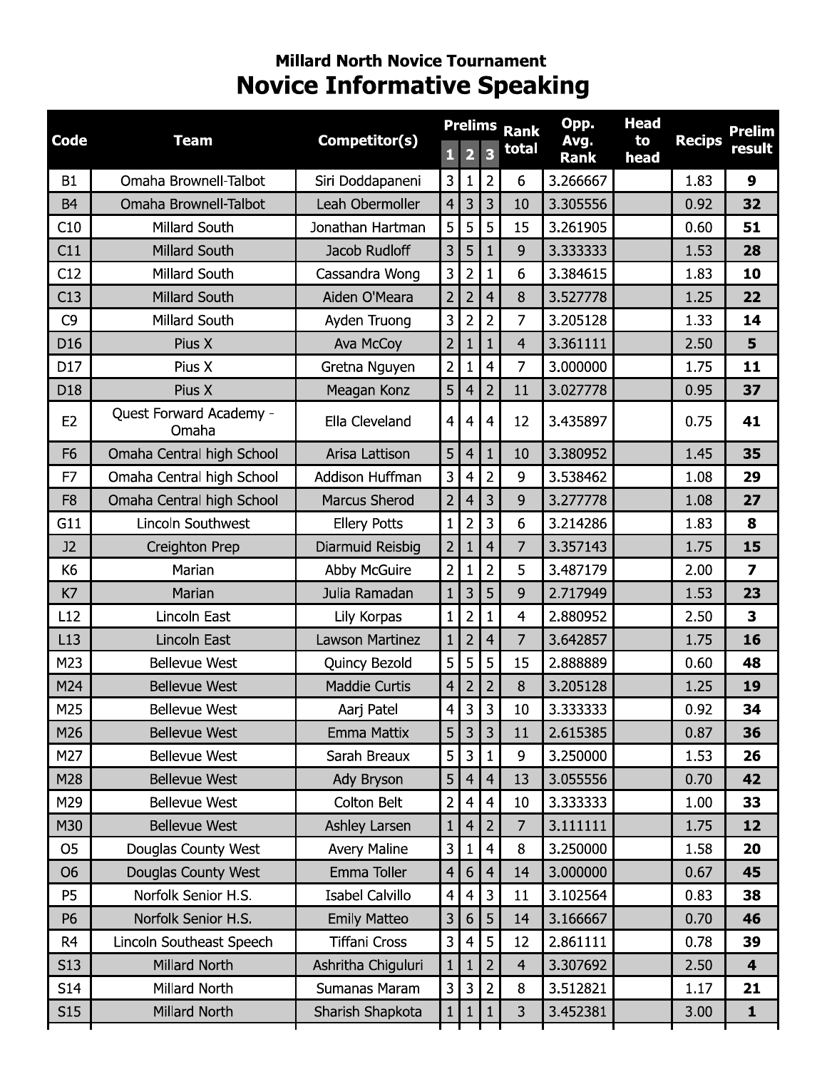## Millard North Novice Tournament

# Novice Informative Speaking

| Code | Team | Competitor(s) | Prelims | | | Rank total | Opp. Avg. Rank | Head to head | Recips | Prelim result |
|---|---|---|---|---|---|---|---|---|---|---|
| | | | 1 | 2 | 3 | | | | | |
| B1 | Omaha Brownell-Talbot | Siri Doddapaneni | 3 | 1 | 2 | 6 | 3.266667 | | 1.83 | **9** |
| B4 | Omaha Brownell-Talbot | Leah Obermoller | 4 | 3 | 3 | 10 | 3.305556 | | 0.92 | **32** |
| C10 | Millard South | Jonathan Hartman | 5 | 5 | 5 | 15 | 3.261905 | | 0.60 | **51** |
| C11 | Millard South | Jacob Rudloff | 3 | 5 | 1 | 9 | 3.333333 | | 1.53 | **28** |
| C12 | Millard South | Cassandra Wong | 3 | 2 | 1 | 6 | 3.384615 | | 1.83 | **10** |
| C13 | Millard South | Aiden O'Meara | 2 | 2 | 4 | 8 | 3.527778 | | 1.25 | **22** |
| C9 | Millard South | Ayden Truong | 3 | 2 | 2 | 7 | 3.205128 | | 1.33 | **14** |
| D16 | Pius X | Ava McCoy | 2 | 1 | 1 | 4 | 3.361111 | | 2.50 | **5** |
| D17 | Pius X | Gretna Nguyen | 2 | 1 | 4 | 7 | 3.000000 | | 1.75 | **11** |
| D18 | Pius X | Meagan Konz | 5 | 4 | 2 | 11 | 3.027778 | | 0.95 | **37** |
| E2 | Quest Forward Academy - Omaha | Ella Cleveland | 4 | 4 | 4 | 12 | 3.435897 | | 0.75 | **41** |
| F6 | Omaha Central high School | Arisa Lattison | 5 | 4 | 1 | 10 | 3.380952 | | 1.45 | **35** |
| F7 | Omaha Central high School | Addison Huffman | 3 | 4 | 2 | 9 | 3.538462 | | 1.08 | **29** |
| F8 | Omaha Central high School | Marcus Sherod | 2 | 4 | 3 | 9 | 3.277778 | | 1.08 | **27** |
| G11 | Lincoln Southwest | Ellery Potts | 1 | 2 | 3 | 6 | 3.214286 | | 1.83 | **8** |
| J2 | Creighton Prep | Diarmuid Reisbig | 2 | 1 | 4 | 7 | 3.357143 | | 1.75 | **15** |
| K6 | Marian | Abby McGuire | 2 | 1 | 2 | 5 | 3.487179 | | 2.00 | **7** |
| K7 | Marian | Julia Ramadan | 1 | 3 | 5 | 9 | 2.717949 | | 1.53 | **23** |
| L12 | Lincoln East | Lily Korpas | 1 | 2 | 1 | 4 | 2.880952 | | 2.50 | **3** |
| L13 | Lincoln East | Lawson Martinez | 1 | 2 | 4 | 7 | 3.642857 | | 1.75 | **16** |
| M23 | Bellevue West | Quincy Bezold | 5 | 5 | 5 | 15 | 2.888889 | | 0.60 | **48** |
| M24 | Bellevue West | Maddie Curtis | 4 | 2 | 2 | 8 | 3.205128 | | 1.25 | **19** |
| M25 | Bellevue West | Aarj Patel | 4 | 3 | 3 | 10 | 3.333333 | | 0.92 | **34** |
| M26 | Bellevue West | Emma Mattix | 5 | 3 | 3 | 11 | 2.615385 | | 0.87 | **36** |
| M27 | Bellevue West | Sarah Breaux | 5 | 3 | 1 | 9 | 3.250000 | | 1.53 | **26** |
| M28 | Bellevue West | Ady Bryson | 5 | 4 | 4 | 13 | 3.055556 | | 0.70 | **42** |
| M29 | Bellevue West | Colton Belt | 2 | 4 | 4 | 10 | 3.333333 | | 1.00 | **33** |
| M30 | Bellevue West | Ashley Larsen | 1 | 4 | 2 | 7 | 3.111111 | | 1.75 | **12** |
| O5 | Douglas County West | Avery Maline | 3 | 1 | 4 | 8 | 3.250000 | | 1.58 | **20** |
| O6 | Douglas County West | Emma Toller | 4 | 6 | 4 | 14 | 3.000000 | | 0.67 | **45** |
| P5 | Norfolk Senior H.S. | Isabel Calvillo | 4 | 4 | 3 | 11 | 3.102564 | | 0.83 | **38** |
| P6 | Norfolk Senior H.S. | Emily Matteo | 3 | 6 | 5 | 14 | 3.166667 | | 0.70 | **46** |
| R4 | Lincoln Southeast Speech | Tiffani Cross | 3 | 4 | 5 | 12 | 2.861111 | | 0.78 | **39** |
| S13 | Millard North | Ashritha Chiguluri | 1 | 1 | 2 | 4 | 3.307692 | | 2.50 | **4** |
| S14 | Millard North | Sumanas Maram | 3 | 3 | 2 | 8 | 3.512821 | | 1.17 | **21** |
| S15 | Millard North | Sharish Shapkota | 1 | 1 | 1 | 3 | 3.452381 | | 3.00 | **1** |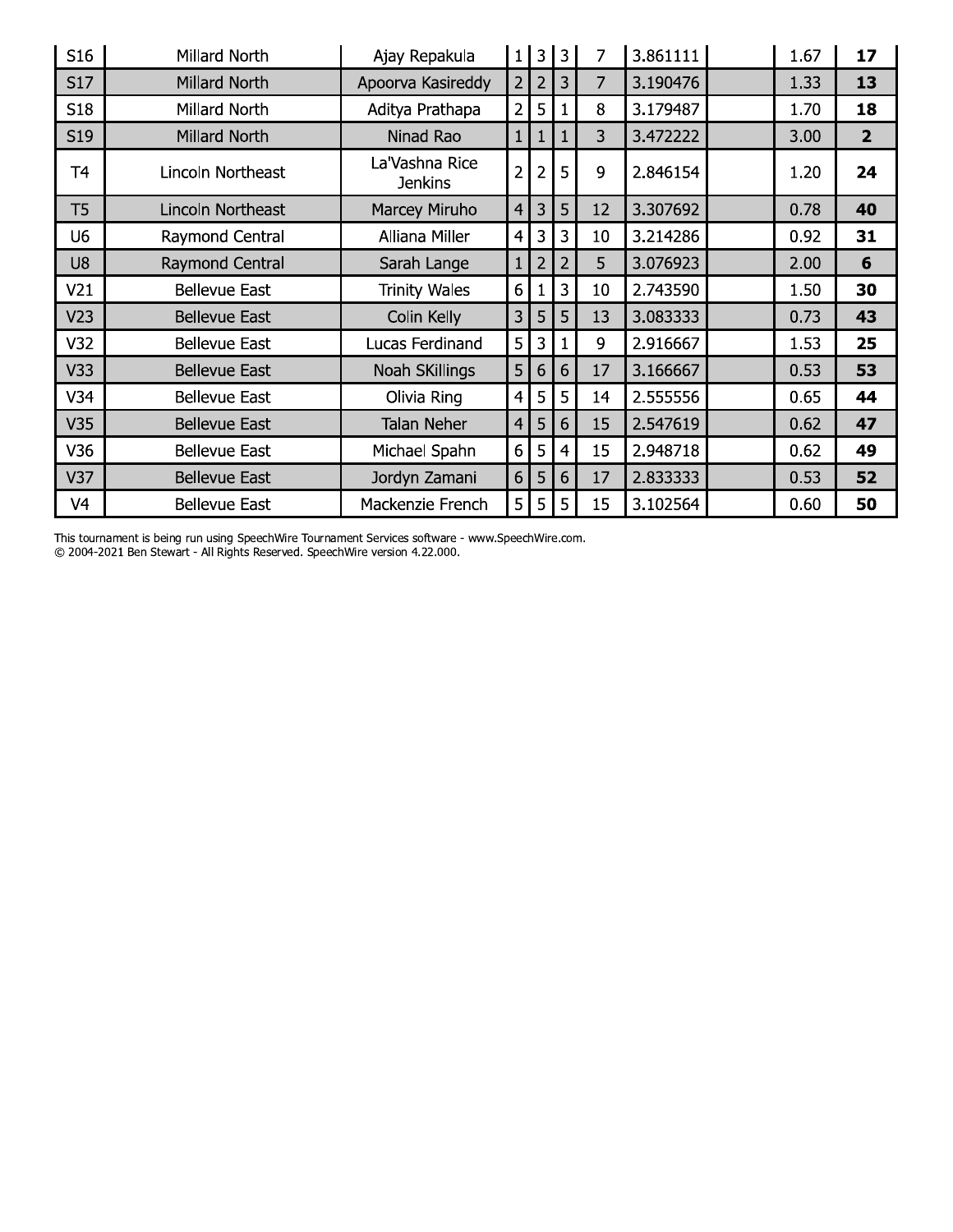| | | | | | | | | | | |
|---|---|---|---|---|---|---|---|---|---|---|
| S16 | Millard North | Ajay Repakula | 1 | 3 | 3 | 7 | 3.861111 | | 1.67 | **17** |
| S17 | Millard North | Apoorva Kasireddy | 2 | 2 | 3 | 7 | 3.190476 | | 1.33 | **13** |
| S18 | Millard North | Aditya Prathapa | 2 | 5 | 1 | 8 | 3.179487 | | 1.70 | **18** |
| S19 | Millard North | Ninad Rao | 1 | 1 | 1 | 3 | 3.472222 | | 3.00 | **2** |
| T4 | Lincoln Northeast | La'Vashna Rice Jenkins | 2 | 2 | 5 | 9 | 2.846154 | | 1.20 | **24** |
| T5 | Lincoln Northeast | Marcey Miruho | 4 | 3 | 5 | 12 | 3.307692 | | 0.78 | **40** |
| U6 | Raymond Central | Alliana Miller | 4 | 3 | 3 | 10 | 3.214286 | | 0.92 | **31** |
| U8 | Raymond Central | Sarah Lange | 1 | 2 | 2 | 5 | 3.076923 | | 2.00 | **6** |
| V21 | Bellevue East | Trinity Wales | 6 | 1 | 3 | 10 | 2.743590 | | 1.50 | **30** |
| V23 | Bellevue East | Colin Kelly | 3 | 5 | 5 | 13 | 3.083333 | | 0.73 | **43** |
| V32 | Bellevue East | Lucas Ferdinand | 5 | 3 | 1 | 9 | 2.916667 | | 1.53 | **25** |
| V33 | Bellevue East | Noah SKillings | 5 | 6 | 6 | 17 | 3.166667 | | 0.53 | **53** |
| V34 | Bellevue East | Olivia Ring | 4 | 5 | 5 | 14 | 2.555556 | | 0.65 | **44** |
| V35 | Bellevue East | Talan Neher | 4 | 5 | 6 | 15 | 2.547619 | | 0.62 | **47** |
| V36 | Bellevue East | Michael Spahn | 6 | 5 | 4 | 15 | 2.948718 | | 0.62 | **49** |
| V37 | Bellevue East | Jordyn Zamani | 6 | 5 | 6 | 17 | 2.833333 | | 0.53 | **52** |
| V4 | Bellevue East | Mackenzie French | 5 | 5 | 5 | 15 | 3.102564 | | 0.60 | **50** |

This tournament is being run using SpeechWire Tournament Services software - www.SpeechWire.com.
© 2004-2021 Ben Stewart - All Rights Reserved. SpeechWire version 4.22.000.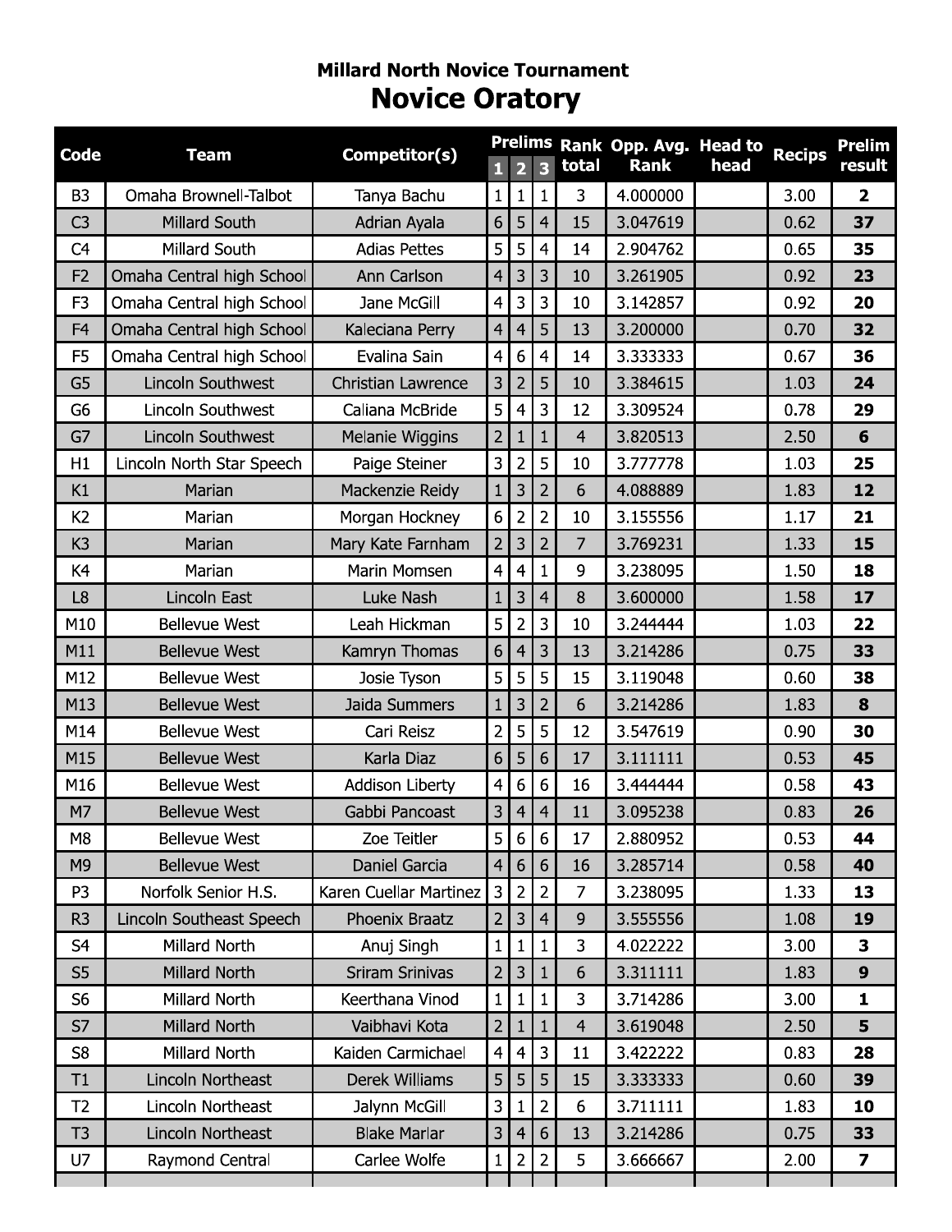## Millard North Novice Tournament

# Novice Oratory

| Code | Team | Competitor(s) | Prelims 1 | Prelims 2 | Prelims 3 | Rank total | Opp. Avg. Rank | Head to head | Recips | Prelim result |
|---|---|---|---|---|---|---|---|---|---|---|
| B3 | Omaha Brownell-Talbot | Tanya Bachu | 1 | 1 | 1 | 3 | 4.000000 | | 3.00 | **2** |
| C3 | Millard South | Adrian Ayala | 6 | 5 | 4 | 15 | 3.047619 | | 0.62 | **37** |
| C4 | Millard South | Adias Pettes | 5 | 5 | 4 | 14 | 2.904762 | | 0.65 | **35** |
| F2 | Omaha Central high School | Ann Carlson | 4 | 3 | 3 | 10 | 3.261905 | | 0.92 | **23** |
| F3 | Omaha Central high School | Jane McGill | 4 | 3 | 3 | 10 | 3.142857 | | 0.92 | **20** |
| F4 | Omaha Central high School | Kaleciana Perry | 4 | 4 | 5 | 13 | 3.200000 | | 0.70 | **32** |
| F5 | Omaha Central high School | Evalina Sain | 4 | 6 | 4 | 14 | 3.333333 | | 0.67 | **36** |
| G5 | Lincoln Southwest | Christian Lawrence | 3 | 2 | 5 | 10 | 3.384615 | | 1.03 | **24** |
| G6 | Lincoln Southwest | Caliana McBride | 5 | 4 | 3 | 12 | 3.309524 | | 0.78 | **29** |
| G7 | Lincoln Southwest | Melanie Wiggins | 2 | 1 | 1 | 4 | 3.820513 | | 2.50 | **6** |
| H1 | Lincoln North Star Speech | Paige Steiner | 3 | 2 | 5 | 10 | 3.777778 | | 1.03 | **25** |
| K1 | Marian | Mackenzie Reidy | 1 | 3 | 2 | 6 | 4.088889 | | 1.83 | **12** |
| K2 | Marian | Morgan Hockney | 6 | 2 | 2 | 10 | 3.155556 | | 1.17 | **21** |
| K3 | Marian | Mary Kate Farnham | 2 | 3 | 2 | 7 | 3.769231 | | 1.33 | **15** |
| K4 | Marian | Marin Momsen | 4 | 4 | 1 | 9 | 3.238095 | | 1.50 | **18** |
| L8 | Lincoln East | Luke Nash | 1 | 3 | 4 | 8 | 3.600000 | | 1.58 | **17** |
| M10 | Bellevue West | Leah Hickman | 5 | 2 | 3 | 10 | 3.244444 | | 1.03 | **22** |
| M11 | Bellevue West | Kamryn Thomas | 6 | 4 | 3 | 13 | 3.214286 | | 0.75 | **33** |
| M12 | Bellevue West | Josie Tyson | 5 | 5 | 5 | 15 | 3.119048 | | 0.60 | **38** |
| M13 | Bellevue West | Jaida Summers | 1 | 3 | 2 | 6 | 3.214286 | | 1.83 | **8** |
| M14 | Bellevue West | Cari Reisz | 2 | 5 | 5 | 12 | 3.547619 | | 0.90 | **30** |
| M15 | Bellevue West | Karla Diaz | 6 | 5 | 6 | 17 | 3.111111 | | 0.53 | **45** |
| M16 | Bellevue West | Addison Liberty | 4 | 6 | 6 | 16 | 3.444444 | | 0.58 | **43** |
| M7 | Bellevue West | Gabbi Pancoast | 3 | 4 | 4 | 11 | 3.095238 | | 0.83 | **26** |
| M8 | Bellevue West | Zoe Teitler | 5 | 6 | 6 | 17 | 2.880952 | | 0.53 | **44** |
| M9 | Bellevue West | Daniel Garcia | 4 | 6 | 6 | 16 | 3.285714 | | 0.58 | **40** |
| P3 | Norfolk Senior H.S. | Karen Cuellar Martinez | 3 | 2 | 2 | 7 | 3.238095 | | 1.33 | **13** |
| R3 | Lincoln Southeast Speech | Phoenix Braatz | 2 | 3 | 4 | 9 | 3.555556 | | 1.08 | **19** |
| S4 | Millard North | Anuj Singh | 1 | 1 | 1 | 3 | 4.022222 | | 3.00 | **3** |
| S5 | Millard North | Sriram Srinivas | 2 | 3 | 1 | 6 | 3.311111 | | 1.83 | **9** |
| S6 | Millard North | Keerthana Vinod | 1 | 1 | 1 | 3 | 3.714286 | | 3.00 | **1** |
| S7 | Millard North | Vaibhavi Kota | 2 | 1 | 1 | 4 | 3.619048 | | 2.50 | **5** |
| S8 | Millard North | Kaiden Carmichael | 4 | 4 | 3 | 11 | 3.422222 | | 0.83 | **28** |
| T1 | Lincoln Northeast | Derek Williams | 5 | 5 | 5 | 15 | 3.333333 | | 0.60 | **39** |
| T2 | Lincoln Northeast | Jalynn McGill | 3 | 1 | 2 | 6 | 3.711111 | | 1.83 | **10** |
| T3 | Lincoln Northeast | Blake Marlar | 3 | 4 | 6 | 13 | 3.214286 | | 0.75 | **33** |
| U7 | Raymond Central | Carlee Wolfe | 1 | 2 | 2 | 5 | 3.666667 | | 2.00 | **7** |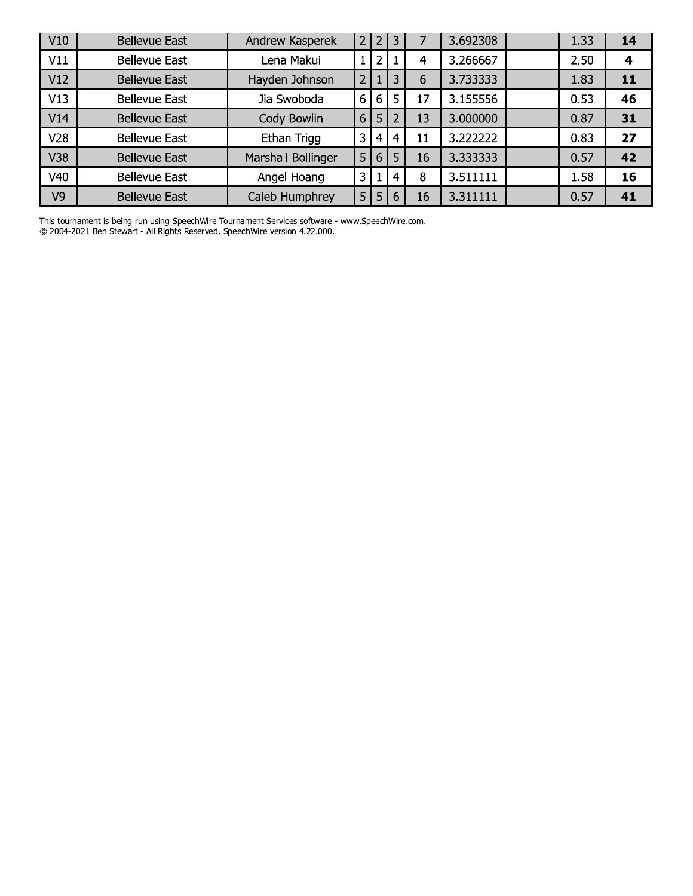| | | | | | | | | | | |
|---|---|---|---|---|---|---|---|---|---|---|
| V10 | Bellevue East | Andrew Kasperek | 2 | 2 | 3 | 7 | 3.692308 | | 1.33 | **14** |
| V11 | Bellevue East | Lena Makui | 1 | 2 | 1 | 4 | 3.266667 | | 2.50 | **4** |
| V12 | Bellevue East | Hayden Johnson | 2 | 1 | 3 | 6 | 3.733333 | | 1.83 | **11** |
| V13 | Bellevue East | Jia Swoboda | 6 | 6 | 5 | 17 | 3.155556 | | 0.53 | **46** |
| V14 | Bellevue East | Cody Bowlin | 6 | 5 | 2 | 13 | 3.000000 | | 0.87 | **31** |
| V28 | Bellevue East | Ethan Trigg | 3 | 4 | 4 | 11 | 3.222222 | | 0.83 | **27** |
| V38 | Bellevue East | Marshall Bollinger | 5 | 6 | 5 | 16 | 3.333333 | | 0.57 | **42** |
| V40 | Bellevue East | Angel Hoang | 3 | 1 | 4 | 8 | 3.511111 | | 1.58 | **16** |
| V9 | Bellevue East | Caleb Humphrey | 5 | 5 | 6 | 16 | 3.311111 | | 0.57 | **41** |

This tournament is being run using SpeechWire Tournament Services software - www.SpeechWire.com.
© 2004-2021 Ben Stewart - All Rights Reserved. SpeechWire version 4.22.000.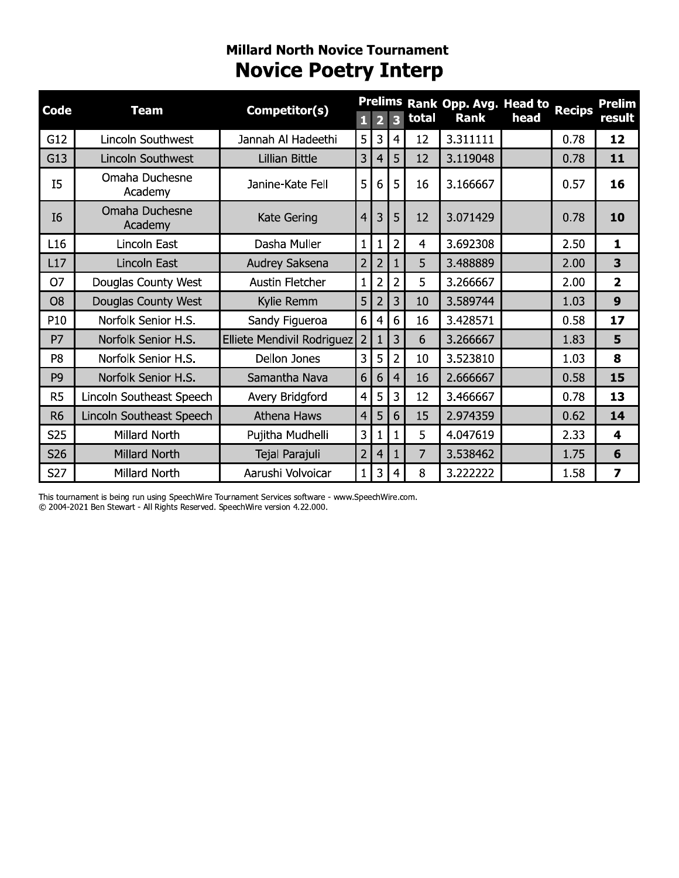## Millard North Novice Tournament

# Novice Poetry Interp

| Code | Team | Competitor(s) | Prelims | | | Rank total | Opp. Avg. Rank | Head to head | Recips | Prelim result |
|---|---|---|---|---|---|---|---|---|---|---|
| | | | 1 | 2 | 3 | | | | | |
| G12 | Lincoln Southwest | Jannah Al Hadeethi | 5 | 3 | 4 | 12 | 3.311111 | | 0.78 | **12** |
| G13 | Lincoln Southwest | Lillian Bittle | 3 | 4 | 5 | 12 | 3.119048 | | 0.78 | **11** |
| I5 | Omaha Duchesne Academy | Janine-Kate Fell | 5 | 6 | 5 | 16 | 3.166667 | | 0.57 | **16** |
| I6 | Omaha Duchesne Academy | Kate Gering | 4 | 3 | 5 | 12 | 3.071429 | | 0.78 | **10** |
| L16 | Lincoln East | Dasha Muller | 1 | 1 | 2 | 4 | 3.692308 | | 2.50 | **1** |
| L17 | Lincoln East | Audrey Saksena | 2 | 2 | 1 | 5 | 3.488889 | | 2.00 | **3** |
| O7 | Douglas County West | Austin Fletcher | 1 | 2 | 2 | 5 | 3.266667 | | 2.00 | **2** |
| O8 | Douglas County West | Kylie Remm | 5 | 2 | 3 | 10 | 3.589744 | | 1.03 | **9** |
| P10 | Norfolk Senior H.S. | Sandy Figueroa | 6 | 4 | 6 | 16 | 3.428571 | | 0.58 | **17** |
| P7 | Norfolk Senior H.S. | Elliete Mendivil Rodriguez | 2 | 1 | 3 | 6 | 3.266667 | | 1.83 | **5** |
| P8 | Norfolk Senior H.S. | Dellon Jones | 3 | 5 | 2 | 10 | 3.523810 | | 1.03 | **8** |
| P9 | Norfolk Senior H.S. | Samantha Nava | 6 | 6 | 4 | 16 | 2.666667 | | 0.58 | **15** |
| R5 | Lincoln Southeast Speech | Avery Bridgford | 4 | 5 | 3 | 12 | 3.466667 | | 0.78 | **13** |
| R6 | Lincoln Southeast Speech | Athena Haws | 4 | 5 | 6 | 15 | 2.974359 | | 0.62 | **14** |
| S25 | Millard North | Pujitha Mudhelli | 3 | 1 | 1 | 5 | 4.047619 | | 2.33 | **4** |
| S26 | Millard North | Tejal Parajuli | 2 | 4 | 1 | 7 | 3.538462 | | 1.75 | **6** |
| S27 | Millard North | Aarushi Volvoicar | 1 | 3 | 4 | 8 | 3.222222 | | 1.58 | **7** |

This tournament is being run using SpeechWire Tournament Services software - www.SpeechWire.com.
© 2004-2021 Ben Stewart - All Rights Reserved. SpeechWire version 4.22.000.